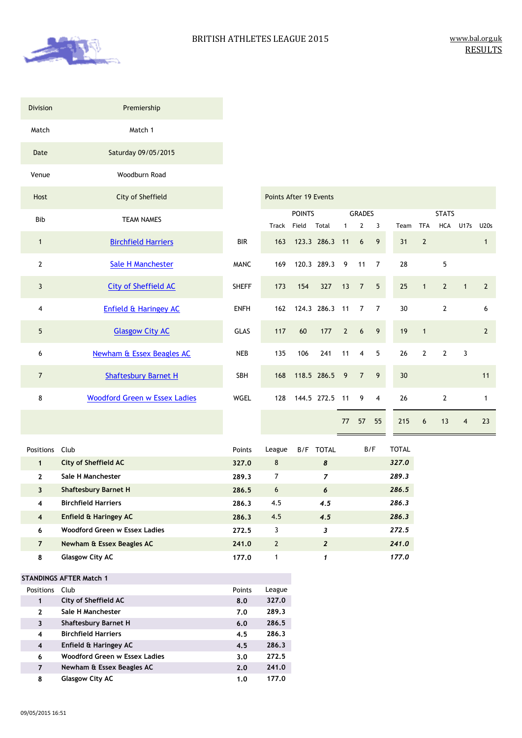# BRITISH ATHLETES LEAGUE 2015

www.bal.org.uk
RESULTS

| Division | Premiership |
|---|---|
| Match | Match 1 |
| Date | Saturday 09/05/2015 |
| Venue | Woodburn Road |
| Host | City of Sheffield |

Points After 19 Events

| Bib | TEAM NAMES | | POINTS | | | GRADES | | | STATS | | | | |
|---|---|---|---|---|---|---|---|---|---|---|---|---|---|
| | | | Track | Field | Total | 1 | 2 | 3 | Team | TFA | HCA | U17s | U20s |
| 1 | Birchfield Harriers | BIR | 163 | 123.3 | 286.3 | 11 | 6 | 9 | 31 | 2 | | | 1 |
| 2 | Sale H Manchester | MANC | 169 | 120.3 | 289.3 | 9 | 11 | 7 | 28 | | 5 | | |
| 3 | City of Sheffield AC | SHEFF | 173 | 154 | 327 | 13 | 7 | 5 | 25 | 1 | 2 | 1 | 2 |
| 4 | Enfield & Haringey AC | ENFH | 162 | 124.3 | 286.3 | 11 | 7 | 7 | 30 | | 2 | | 6 |
| 5 | Glasgow City AC | GLAS | 117 | 60 | 177 | 2 | 6 | 9 | 19 | 1 | | | 2 |
| 6 | Newham & Essex Beagles AC | NEB | 135 | 106 | 241 | 11 | 4 | 5 | 26 | 2 | 2 | 3 | |
| 7 | Shaftesbury Barnet H | SBH | 168 | 118.5 | 286.5 | 9 | 7 | 9 | 30 | | | | 11 |
| 8 | Woodford Green w Essex Ladies | WGEL | 128 | 144.5 | 272.5 | 11 | 9 | 4 | 26 | | 2 | | 1 |
| | | | | | | 77 | 57 | 55 | 215 | 6 | 13 | 4 | 23 |

| Positions | Club | Points | League | B/F | TOTAL | B/F | TOTAL |
|---|---|---|---|---|---|---|---|
| 1 | **City of Sheffield AC** | **327.0** | 8 | | ***8*** | | ***327.0*** |
| 2 | **Sale H Manchester** | **289.3** | 7 | | ***7*** | | ***289.3*** |
| 3 | **Shaftesbury Barnet H** | **286.5** | 6 | | ***6*** | | ***286.5*** |
| 4 | **Birchfield Harriers** | **286.3** | 4.5 | | ***4.5*** | | ***286.3*** |
| 4 | **Enfield & Haringey AC** | **286.3** | 4.5 | | ***4.5*** | | ***286.3*** |
| 6 | **Woodford Green w Essex Ladies** | **272.5** | 3 | | ***3*** | | ***272.5*** |
| 7 | **Newham & Essex Beagles AC** | **241.0** | 2 | | ***2*** | | ***241.0*** |
| 8 | **Glasgow City AC** | **177.0** | 1 | | ***1*** | | ***177.0*** |

**STANDINGS AFTER Match 1**

| Positions | Club | Points | League |
|---|---|---|---|
| 1 | **City of Sheffield AC** | **8.0** | **327.0** |
| 2 | **Sale H Manchester** | **7.0** | **289.3** |
| 3 | **Shaftesbury Barnet H** | **6.0** | **286.5** |
| 4 | **Birchfield Harriers** | **4.5** | **286.3** |
| 4 | **Enfield & Haringey AC** | **4.5** | **286.3** |
| 6 | **Woodford Green w Essex Ladies** | **3.0** | **272.5** |
| 7 | **Newham & Essex Beagles AC** | **2.0** | **241.0** |
| 8 | **Glasgow City AC** | **1.0** | **177.0** |

09/05/2015 16:51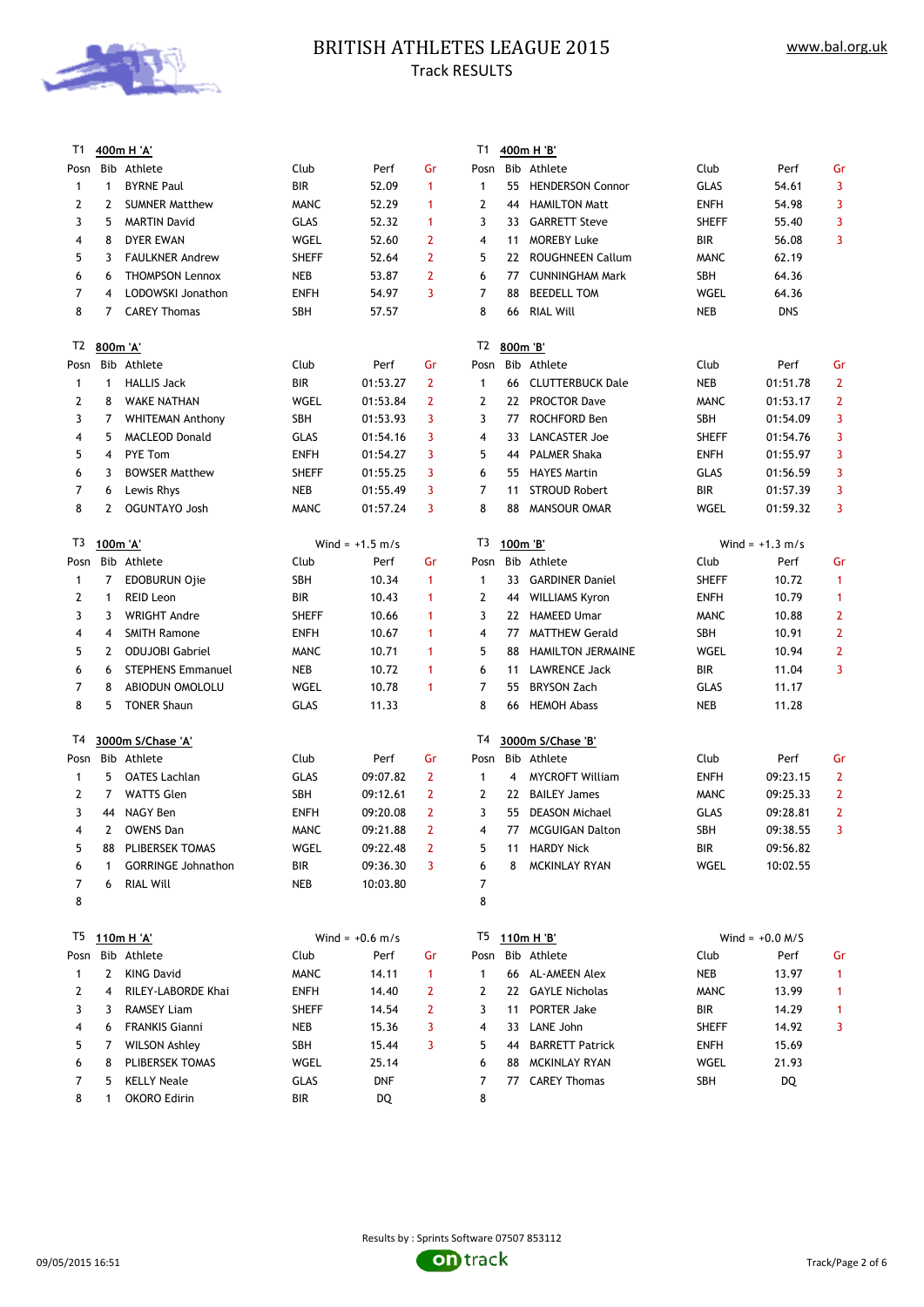# BRITISH ATHLETES LEAGUE 2015

## Track RESULTS

www.bal.org.uk

### T1 400m H 'A'

| Posn | Bib | Athlete | Club | Perf | Gr |
|---|---|---|---|---|---|
| 1 | 1 | BYRNE Paul | BIR | 52.09 | 1 |
| 2 | 2 | SUMNER Matthew | MANC | 52.29 | 1 |
| 3 | 5 | MARTIN David | GLAS | 52.32 | 1 |
| 4 | 8 | DYER EWAN | WGEL | 52.60 | 2 |
| 5 | 3 | FAULKNER Andrew | SHEFF | 52.64 | 2 |
| 6 | 6 | THOMPSON Lennox | NEB | 53.87 | 2 |
| 7 | 4 | LODOWSKI Jonathon | ENFH | 54.97 | 3 |
| 8 | 7 | CAREY Thomas | SBH | 57.57 | |

### T1 400m H 'B'

| Posn | Bib | Athlete | Club | Perf | Gr |
|---|---|---|---|---|---|
| 1 | 55 | HENDERSON Connor | GLAS | 54.61 | 3 |
| 2 | 44 | HAMILTON Matt | ENFH | 54.98 | 3 |
| 3 | 33 | GARRETT Steve | SHEFF | 55.40 | 3 |
| 4 | 11 | MOREBY Luke | BIR | 56.08 | 3 |
| 5 | 22 | ROUGHNEEN Callum | MANC | 62.19 | |
| 6 | 77 | CUNNINGHAM Mark | SBH | 64.36 | |
| 7 | 88 | BEEDELL TOM | WGEL | 64.36 | |
| 8 | 66 | RIAL Will | NEB | DNS | |

### T2 800m 'A'

| Posn | Bib | Athlete | Club | Perf | Gr |
|---|---|---|---|---|---|
| 1 | 1 | HALLIS Jack | BIR | 01:53.27 | 2 |
| 2 | 8 | WAKE NATHAN | WGEL | 01:53.84 | 2 |
| 3 | 7 | WHITEMAN Anthony | SBH | 01:53.93 | 3 |
| 4 | 5 | MACLEOD Donald | GLAS | 01:54.16 | 3 |
| 5 | 4 | PYE Tom | ENFH | 01:54.27 | 3 |
| 6 | 3 | BOWSER Matthew | SHEFF | 01:55.25 | 3 |
| 7 | 6 | Lewis Rhys | NEB | 01:55.49 | 3 |
| 8 | 2 | OGUNTAYO Josh | MANC | 01:57.24 | 3 |

### T2 800m 'B'

| Posn | Bib | Athlete | Club | Perf | Gr |
|---|---|---|---|---|---|
| 1 | 66 | CLUTTERBUCK Dale | NEB | 01:51.78 | 2 |
| 2 | 22 | PROCTOR Dave | MANC | 01:53.17 | 2 |
| 3 | 77 | ROCHFORD Ben | SBH | 01:54.09 | 3 |
| 4 | 33 | LANCASTER Joe | SHEFF | 01:54.76 | 3 |
| 5 | 44 | PALMER Shaka | ENFH | 01:55.97 | 3 |
| 6 | 55 | HAYES Martin | GLAS | 01:56.59 | 3 |
| 7 | 11 | STROUD Robert | BIR | 01:57.39 | 3 |
| 8 | 88 | MANSOUR OMAR | WGEL | 01:59.32 | 3 |

### T3 100m 'A' — Wind = +1.5 m/s

| Posn | Bib | Athlete | Club | Perf | Gr |
|---|---|---|---|---|---|
| 1 | 7 | EDOBURUN Ojie | SBH | 10.34 | 1 |
| 2 | 1 | REID Leon | BIR | 10.43 | 1 |
| 3 | 3 | WRIGHT Andre | SHEFF | 10.66 | 1 |
| 4 | 4 | SMITH Ramone | ENFH | 10.67 | 1 |
| 5 | 2 | ODUJOBI Gabriel | MANC | 10.71 | 1 |
| 6 | 6 | STEPHENS Emmanuel | NEB | 10.72 | 1 |
| 7 | 8 | ABIODUN OMOLOLU | WGEL | 10.78 | 1 |
| 8 | 5 | TONER Shaun | GLAS | 11.33 | |

### T3 100m 'B' — Wind = +1.3 m/s

| Posn | Bib | Athlete | Club | Perf | Gr |
|---|---|---|---|---|---|
| 1 | 33 | GARDINER Daniel | SHEFF | 10.72 | 1 |
| 2 | 44 | WILLIAMS Kyron | ENFH | 10.79 | 1 |
| 3 | 22 | HAMEED Umar | MANC | 10.88 | 2 |
| 4 | 77 | MATTHEW Gerald | SBH | 10.91 | 2 |
| 5 | 88 | HAMILTON JERMAINE | WGEL | 10.94 | 2 |
| 6 | 11 | LAWRENCE Jack | BIR | 11.04 | 3 |
| 7 | 55 | BRYSON Zach | GLAS | 11.17 | |
| 8 | 66 | HEMOH Abass | NEB | 11.28 | |

### T4 3000m S/Chase 'A'

| Posn | Bib | Athlete | Club | Perf | Gr |
|---|---|---|---|---|---|
| 1 | 5 | OATES Lachlan | GLAS | 09:07.82 | 2 |
| 2 | 7 | WATTS Glen | SBH | 09:12.61 | 2 |
| 3 | 44 | NAGY Ben | ENFH | 09:20.08 | 2 |
| 4 | 2 | OWENS Dan | MANC | 09:21.88 | 2 |
| 5 | 88 | PLIBERSEK TOMAS | WGEL | 09:22.48 | 2 |
| 6 | 1 | GORRINGE Johnathon | BIR | 09:36.30 | 3 |
| 7 | 6 | RIAL Will | NEB | 10:03.80 | |
| 8 | | | | | |

### T4 3000m S/Chase 'B'

| Posn | Bib | Athlete | Club | Perf | Gr |
|---|---|---|---|---|---|
| 1 | 4 | MYCROFT William | ENFH | 09:23.15 | 2 |
| 2 | 22 | BAILEY James | MANC | 09:25.33 | 2 |
| 3 | 55 | DEASON Michael | GLAS | 09:28.81 | 2 |
| 4 | 77 | MCGUIGAN Dalton | SBH | 09:38.55 | 3 |
| 5 | 11 | HARDY Nick | BIR | 09:56.82 | |
| 6 | 8 | MCKINLAY RYAN | WGEL | 10:02.55 | |
| 7 | | | | | |
| 8 | | | | | |

### T5 110m H 'A' — Wind = +0.6 m/s

| Posn | Bib | Athlete | Club | Perf | Gr |
|---|---|---|---|---|---|
| 1 | 2 | KING David | MANC | 14.11 | 1 |
| 2 | 4 | RILEY-LABORDE Khai | ENFH | 14.40 | 2 |
| 3 | 3 | RAMSEY Liam | SHEFF | 14.54 | 2 |
| 4 | 6 | FRANKIS Gianni | NEB | 15.36 | 3 |
| 5 | 7 | WILSON Ashley | SBH | 15.44 | 3 |
| 6 | 8 | PLIBERSEK TOMAS | WGEL | 25.14 | |
| 7 | 5 | KELLY Neale | GLAS | DNF | |
| 8 | 1 | OKORO Edirin | BIR | DQ | |

### T5 110m H 'B' — Wind = +0.0 M/S

| Posn | Bib | Athlete | Club | Perf | Gr |
|---|---|---|---|---|---|
| 1 | 66 | AL-AMEEN Alex | NEB | 13.97 | 1 |
| 2 | 22 | GAYLE Nicholas | MANC | 13.99 | 1 |
| 3 | 11 | PORTER Jake | BIR | 14.29 | 1 |
| 4 | 33 | LANE John | SHEFF | 14.92 | 3 |
| 5 | 44 | BARRETT Patrick | ENFH | 15.69 | |
| 6 | 88 | MCKINLAY RYAN | WGEL | 21.93 | |
| 7 | 77 | CAREY Thomas | SBH | DQ | |
| 8 | | | | | |

Results by : Sprints Software 07507 853112

09/05/2015 16:51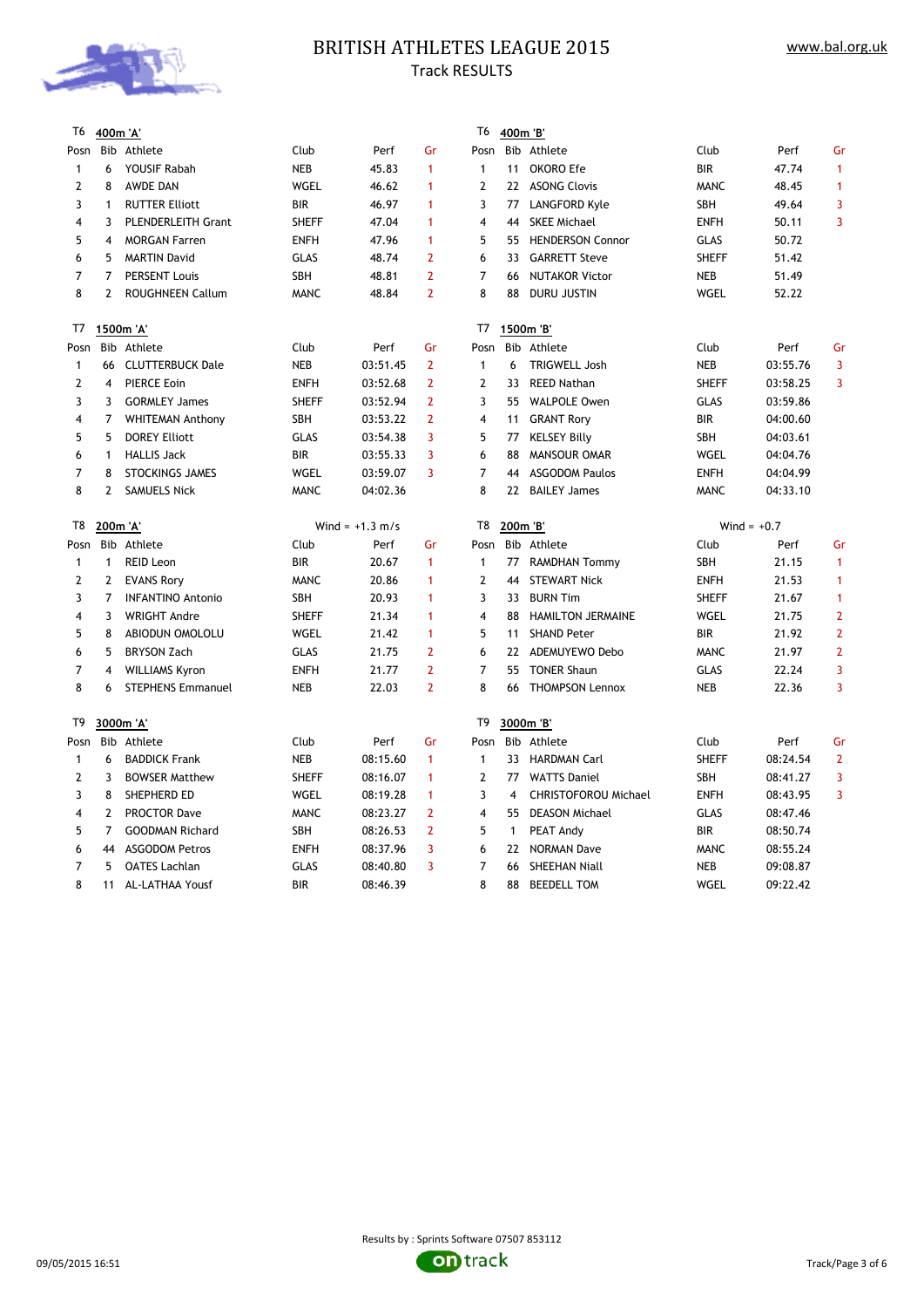# BRITISH ATHLETES LEAGUE 2015

## Track RESULTS

www.bal.org.uk

### T6 400m 'A'

| Posn | Bib | Athlete | Club | Perf | Gr |
|---|---|---|---|---|---|
| 1 | 6 | YOUSIF Rabah | NEB | 45.83 | 1 |
| 2 | 8 | AWDE DAN | WGEL | 46.62 | 1 |
| 3 | 1 | RUTTER Elliott | BIR | 46.97 | 1 |
| 4 | 3 | PLENDERLEITH Grant | SHEFF | 47.04 | 1 |
| 5 | 4 | MORGAN Farren | ENFH | 47.96 | 1 |
| 6 | 5 | MARTIN David | GLAS | 48.74 | 2 |
| 7 | 7 | PERSENT Louis | SBH | 48.81 | 2 |
| 8 | 2 | ROUGHNEEN Callum | MANC | 48.84 | 2 |

### T6 400m 'B'

| Posn | Bib | Athlete | Club | Perf | Gr |
|---|---|---|---|---|---|
| 1 | 11 | OKORO Efe | BIR | 47.74 | 1 |
| 2 | 22 | ASONG Clovis | MANC | 48.45 | 1 |
| 3 | 77 | LANGFORD Kyle | SBH | 49.64 | 3 |
| 4 | 44 | SKEE Michael | ENFH | 50.11 | 3 |
| 5 | 55 | HENDERSON Connor | GLAS | 50.72 | |
| 6 | 33 | GARRETT Steve | SHEFF | 51.42 | |
| 7 | 66 | NUTAKOR Victor | NEB | 51.49 | |
| 8 | 88 | DURU JUSTIN | WGEL | 52.22 | |

### T7 1500m 'A'

| Posn | Bib | Athlete | Club | Perf | Gr |
|---|---|---|---|---|---|
| 1 | 66 | CLUTTERBUCK Dale | NEB | 03:51.45 | 2 |
| 2 | 4 | PIERCE Eoin | ENFH | 03:52.68 | 2 |
| 3 | 3 | GORMLEY James | SHEFF | 03:52.94 | 2 |
| 4 | 7 | WHITEMAN Anthony | SBH | 03:53.22 | 2 |
| 5 | 5 | DOREY Elliott | GLAS | 03:54.38 | 3 |
| 6 | 1 | HALLIS Jack | BIR | 03:55.33 | 3 |
| 7 | 8 | STOCKINGS JAMES | WGEL | 03:59.07 | 3 |
| 8 | 2 | SAMUELS Nick | MANC | 04:02.36 | |

### T7 1500m 'B'

| Posn | Bib | Athlete | Club | Perf | Gr |
|---|---|---|---|---|---|
| 1 | 6 | TRIGWELL Josh | NEB | 03:55.76 | 3 |
| 2 | 33 | REED Nathan | SHEFF | 03:58.25 | 3 |
| 3 | 55 | WALPOLE Owen | GLAS | 03:59.86 | |
| 4 | 11 | GRANT Rory | BIR | 04:00.60 | |
| 5 | 77 | KELSEY Billy | SBH | 04:03.61 | |
| 6 | 88 | MANSOUR OMAR | WGEL | 04:04.76 | |
| 7 | 44 | ASGODOM Paulos | ENFH | 04:04.99 | |
| 8 | 22 | BAILEY James | MANC | 04:33.10 | |

### T8 200m 'A' — Wind = +1.3 m/s

| Posn | Bib | Athlete | Club | Perf | Gr |
|---|---|---|---|---|---|
| 1 | 1 | REID Leon | BIR | 20.67 | 1 |
| 2 | 2 | EVANS Rory | MANC | 20.86 | 1 |
| 3 | 7 | INFANTINO Antonio | SBH | 20.93 | 1 |
| 4 | 3 | WRIGHT Andre | SHEFF | 21.34 | 1 |
| 5 | 8 | ABIODUN OMOLOLU | WGEL | 21.42 | 1 |
| 6 | 5 | BRYSON Zach | GLAS | 21.75 | 2 |
| 7 | 4 | WILLIAMS Kyron | ENFH | 21.77 | 2 |
| 8 | 6 | STEPHENS Emmanuel | NEB | 22.03 | 2 |

### T8 200m 'B' — Wind = +0.7

| Posn | Bib | Athlete | Club | Perf | Gr |
|---|---|---|---|---|---|
| 1 | 77 | RAMDHAN Tommy | SBH | 21.15 | 1 |
| 2 | 44 | STEWART Nick | ENFH | 21.53 | 1 |
| 3 | 33 | BURN Tim | SHEFF | 21.67 | 1 |
| 4 | 88 | HAMILTON JERMAINE | WGEL | 21.75 | 2 |
| 5 | 11 | SHAND Peter | BIR | 21.92 | 2 |
| 6 | 22 | ADEMUYEWO Debo | MANC | 21.97 | 2 |
| 7 | 55 | TONER Shaun | GLAS | 22.24 | 3 |
| 8 | 66 | THOMPSON Lennox | NEB | 22.36 | 3 |

### T9 3000m 'A'

| Posn | Bib | Athlete | Club | Perf | Gr |
|---|---|---|---|---|---|
| 1 | 6 | BADDICK Frank | NEB | 08:15.60 | 1 |
| 2 | 3 | BOWSER Matthew | SHEFF | 08:16.07 | 1 |
| 3 | 8 | SHEPHERD ED | WGEL | 08:19.28 | 1 |
| 4 | 2 | PROCTOR Dave | MANC | 08:23.27 | 2 |
| 5 | 7 | GOODMAN Richard | SBH | 08:26.53 | 2 |
| 6 | 44 | ASGODOM Petros | ENFH | 08:37.96 | 3 |
| 7 | 5 | OATES Lachlan | GLAS | 08:40.80 | 3 |
| 8 | 11 | AL-LATHAA Yousf | BIR | 08:46.39 | |

### T9 3000m 'B'

| Posn | Bib | Athlete | Club | Perf | Gr |
|---|---|---|---|---|---|
| 1 | 33 | HARDMAN Carl | SHEFF | 08:24.54 | 2 |
| 2 | 77 | WATTS Daniel | SBH | 08:41.27 | 3 |
| 3 | 4 | CHRISTOFOROU Michael | ENFH | 08:43.95 | 3 |
| 4 | 55 | DEASON Michael | GLAS | 08:47.46 | |
| 5 | 1 | PEAT Andy | BIR | 08:50.74 | |
| 6 | 22 | NORMAN Dave | MANC | 08:55.24 | |
| 7 | 66 | SHEEHAN Niall | NEB | 09:08.87 | |
| 8 | 88 | BEEDELL TOM | WGEL | 09:22.42 | |

Results by : Sprints Software 07507 853112

09/05/2015 16:51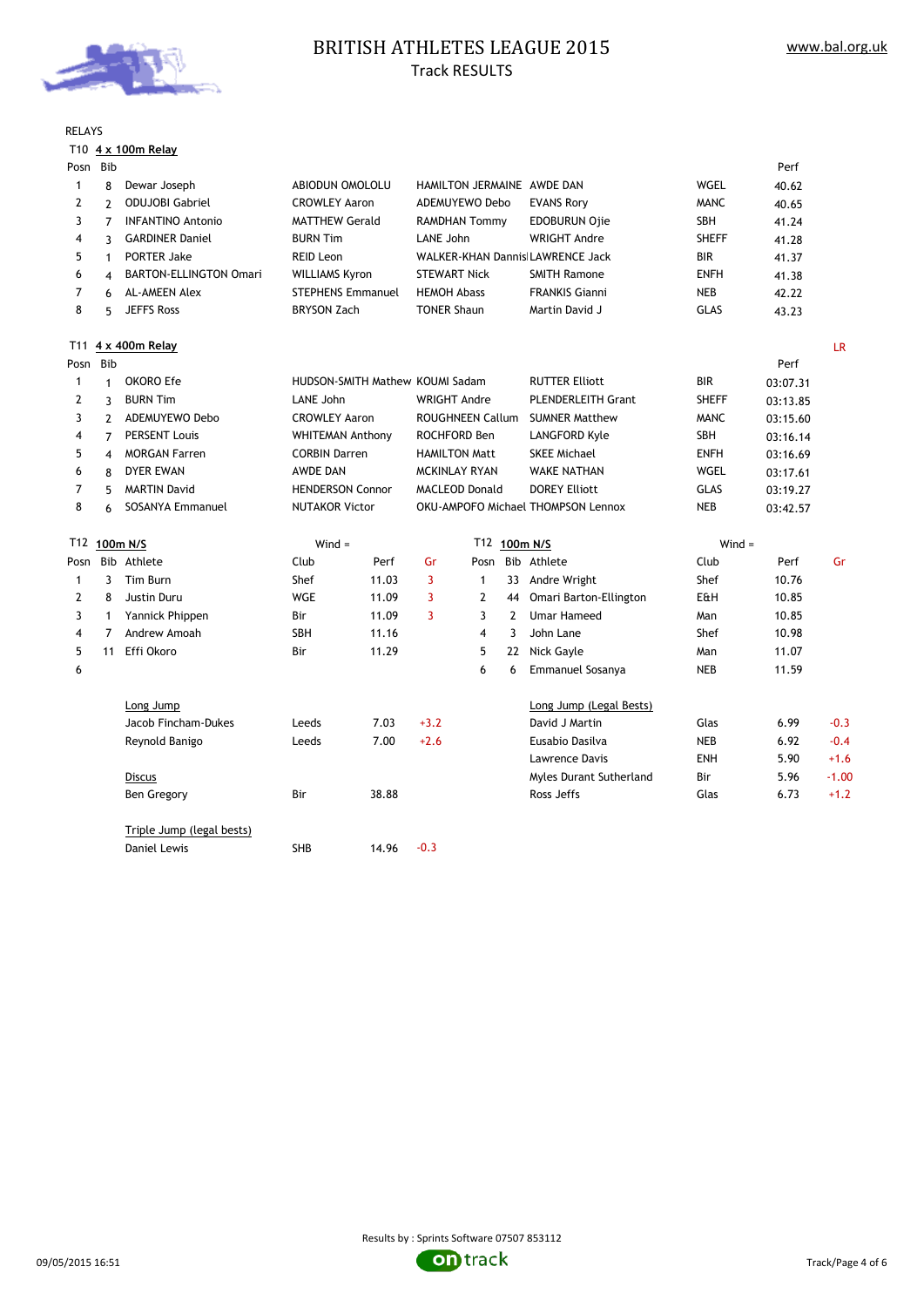# BRITISH ATHLETES LEAGUE 2015

## Track RESULTS

www.bal.org.uk

RELAYS

### T10 4 x 100m Relay

| Posn | Bib | | | | | | Perf |
|---|---|---|---|---|---|---|---|
| 1 | 8 | Dewar Joseph | ABIODUN OMOLOLU | HAMILTON JERMAINE | AWDE DAN | WGEL | 40.62 |
| 2 | 2 | ODUJOBI Gabriel | CROWLEY Aaron | ADEMUYEWO Debo | EVANS Rory | MANC | 40.65 |
| 3 | 7 | INFANTINO Antonio | MATTHEW Gerald | RAMDHAN Tommy | EDOBURUN Ojie | SBH | 41.24 |
| 4 | 3 | GARDINER Daniel | BURN Tim | LANE John | WRIGHT Andre | SHEFF | 41.28 |
| 5 | 1 | PORTER Jake | REID Leon | WALKER-KHAN Dannis | LAWRENCE Jack | BIR | 41.37 |
| 6 | 4 | BARTON-ELLINGTON Omari | WILLIAMS Kyron | STEWART Nick | SMITH Ramone | ENFH | 41.38 |
| 7 | 6 | AL-AMEEN Alex | STEPHENS Emmanuel | HEMOH Abass | FRANKIS Gianni | NEB | 42.22 |
| 8 | 5 | JEFFS Ross | BRYSON Zach | TONER Shaun | Martin David J | GLAS | 43.23 |

### T11 4 x 400m Relay

LR

| Posn | Bib | | | | | | Perf |
|---|---|---|---|---|---|---|---|
| 1 | 1 | OKORO Efe | HUDSON-SMITH Mathew | KOUMI Sadam | RUTTER Elliott | BIR | 03:07.31 |
| 2 | 3 | BURN Tim | LANE John | WRIGHT Andre | PLENDERLEITH Grant | SHEFF | 03:13.85 |
| 3 | 2 | ADEMUYEWO Debo | CROWLEY Aaron | ROUGHNEEN Callum | SUMNER Matthew | MANC | 03:15.60 |
| 4 | 7 | PERSENT Louis | WHITEMAN Anthony | ROCHFORD Ben | LANGFORD Kyle | SBH | 03:16.14 |
| 5 | 4 | MORGAN Farren | CORBIN Darren | HAMILTON Matt | SKEE Michael | ENFH | 03:16.69 |
| 6 | 8 | DYER EWAN | AWDE DAN | MCKINLAY RYAN | WAKE NATHAN | WGEL | 03:17.61 |
| 7 | 5 | MARTIN David | HENDERSON Connor | MACLEOD Donald | DOREY Elliott | GLAS | 03:19.27 |
| 8 | 6 | SOSANYA Emmanuel | NUTAKOR Victor | OKU-AMPOFO Michael | THOMPSON Lennox | NEB | 03:42.57 |

### T12 100m N/S

Wind =

| Posn | Bib | Athlete | Club | Perf | Gr |
|---|---|---|---|---|---|
| 1 | 3 | Tim Burn | Shef | 11.03 | 3 |
| 2 | 8 | Justin Duru | WGE | 11.09 | 3 |
| 3 | 1 | Yannick Phippen | Bir | 11.09 | 3 |
| 4 | 7 | Andrew Amoah | SBH | 11.16 | |
| 5 | 11 | Effi Okoro | Bir | 11.29 | |
| 6 | | | | | |

### T12 100m N/S

Wind =

| Posn | Bib | Athlete | Club | Perf | Gr |
|---|---|---|---|---|---|
| 1 | 33 | Andre Wright | Shef | 10.76 | |
| 2 | 44 | Omari Barton-Ellington | E&H | 10.85 | |
| 3 | 2 | Umar Hameed | Man | 10.85 | |
| 4 | 3 | John Lane | Shef | 10.98 | |
| 5 | 22 | Nick Gayle | Man | 11.07 | |
| 6 | 6 | Emmanuel Sosanya | NEB | 11.59 | |

**Long Jump**

| Athlete | Club | Perf | Wind |
|---|---|---|---|
| Jacob Fincham-Dukes | Leeds | 7.03 | +3.2 |
| Reynold Banigo | Leeds | 7.00 | +2.6 |

**Discus**

| Athlete | Club | Perf |
|---|---|---|
| Ben Gregory | Bir | 38.88 |

**Triple Jump (legal bests)**

| Athlete | Club | Perf | Wind |
|---|---|---|---|
| Daniel Lewis | SHB | 14.96 | -0.3 |

**Long Jump (Legal Bests)**

| Athlete | Club | Perf | Wind |
|---|---|---|---|
| David J Martin | Glas | 6.99 | -0.3 |
| Eusabio Dasilva | NEB | 6.92 | -0.4 |
| Lawrence Davis | ENH | 5.90 | +1.6 |
| Myles Durant Sutherland | Bir | 5.96 | -1.00 |
| Ross Jeffs | Glas | 6.73 | +1.2 |

Results by : Sprints Software 07507 853112

09/05/2015 16:51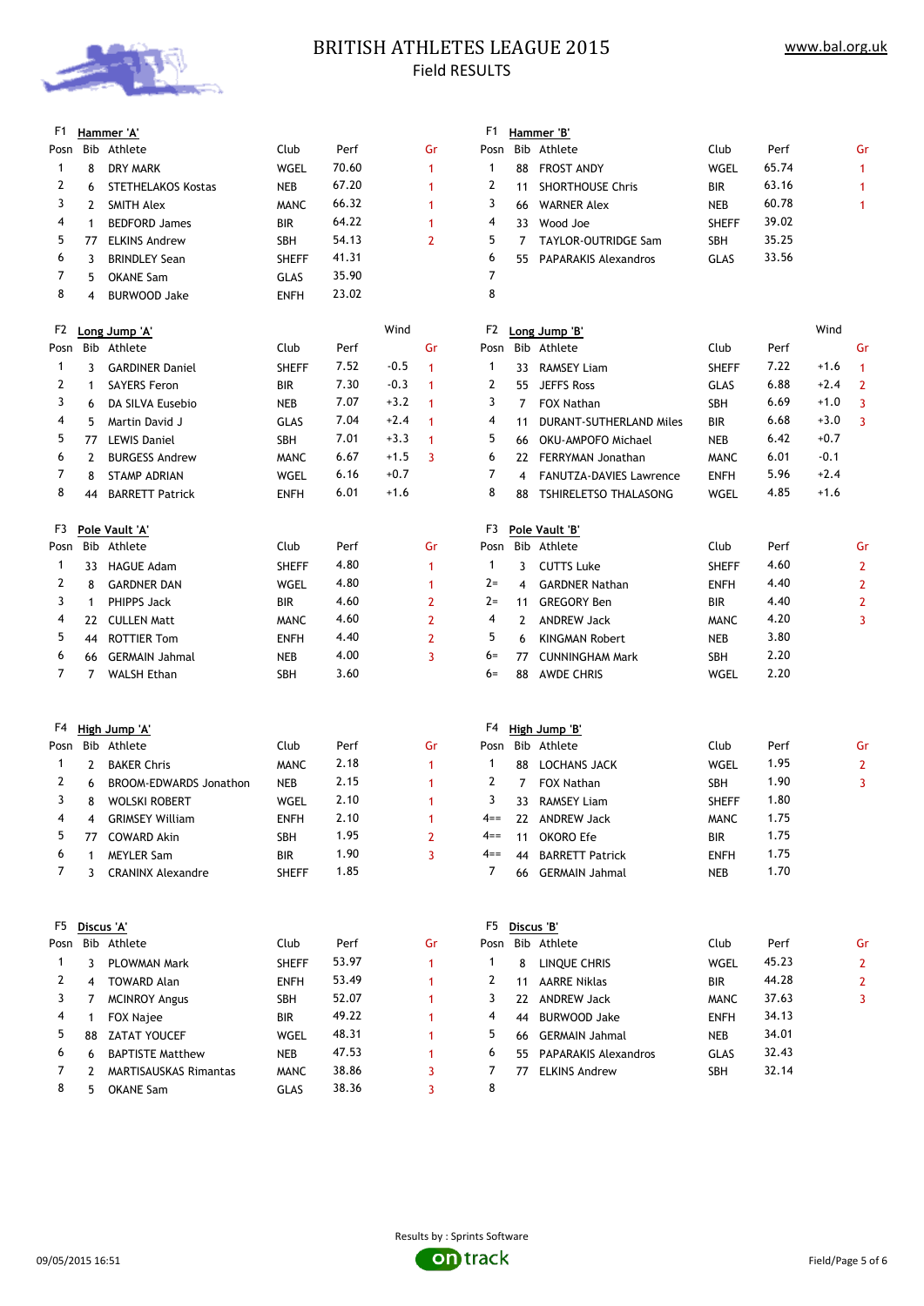# BRITISH ATHLETES LEAGUE 2015

## Field RESULTS

### F1 Hammer 'A'

| Posn | Bib | Athlete | Club | Perf | Gr |
|---|---|---|---|---|---|
| 1 | 8 | DRY MARK | WGEL | 70.60 | 1 |
| 2 | 6 | STETHELAKOS Kostas | NEB | 67.20 | 1 |
| 3 | 2 | SMITH Alex | MANC | 66.32 | 1 |
| 4 | 1 | BEDFORD James | BIR | 64.22 | 1 |
| 5 | 77 | ELKINS Andrew | SBH | 54.13 | 2 |
| 6 | 3 | BRINDLEY Sean | SHEFF | 41.31 | |
| 7 | 5 | OKANE Sam | GLAS | 35.90 | |
| 8 | 4 | BURWOOD Jake | ENFH | 23.02 | |

### F1 Hammer 'B'

| Posn | Bib | Athlete | Club | Perf | Gr |
|---|---|---|---|---|---|
| 1 | 88 | FROST ANDY | WGEL | 65.74 | 1 |
| 2 | 11 | SHORTHOUSE Chris | BIR | 63.16 | 1 |
| 3 | 66 | WARNER Alex | NEB | 60.78 | 1 |
| 4 | 33 | Wood Joe | SHEFF | 39.02 | |
| 5 | 7 | TAYLOR-OUTRIDGE Sam | SBH | 35.25 | |
| 6 | 55 | PAPARAKIS Alexandros | GLAS | 33.56 | |
| 7 | | | | | |
| 8 | | | | | |

### F2 Long Jump 'A'

| Posn | Bib | Athlete | Club | Perf | Wind | Gr |
|---|---|---|---|---|---|---|
| 1 | 3 | GARDINER Daniel | SHEFF | 7.52 | -0.5 | 1 |
| 2 | 1 | SAYERS Feron | BIR | 7.30 | -0.3 | 1 |
| 3 | 6 | DA SILVA Eusebio | NEB | 7.07 | +3.2 | 1 |
| 4 | 5 | Martin David J | GLAS | 7.04 | +2.4 | 1 |
| 5 | 77 | LEWIS Daniel | SBH | 7.01 | +3.3 | 1 |
| 6 | 2 | BURGESS Andrew | MANC | 6.67 | +1.5 | 3 |
| 7 | 8 | STAMP ADRIAN | WGEL | 6.16 | +0.7 | |
| 8 | 44 | BARRETT Patrick | ENFH | 6.01 | +1.6 | |

### F2 Long Jump 'B'

| Posn | Bib | Athlete | Club | Perf | Wind | Gr |
|---|---|---|---|---|---|---|
| 1 | 33 | RAMSEY Liam | SHEFF | 7.22 | +1.6 | 1 |
| 2 | 55 | JEFFS Ross | GLAS | 6.88 | +2.4 | 2 |
| 3 | 7 | FOX Nathan | SBH | 6.69 | +1.0 | 3 |
| 4 | 11 | DURANT-SUTHERLAND Miles | BIR | 6.68 | +3.0 | 3 |
| 5 | 66 | OKU-AMPOFO Michael | NEB | 6.42 | +0.7 | |
| 6 | 22 | FERRYMAN Jonathan | MANC | 6.01 | -0.1 | |
| 7 | 4 | FANUTZA-DAVIES Lawrence | ENFH | 5.96 | +2.4 | |
| 8 | 88 | TSHIRELETSO THALASONG | WGEL | 4.85 | +1.6 | |

### F3 Pole Vault 'A'

| Posn | Bib | Athlete | Club | Perf | Gr |
|---|---|---|---|---|---|
| 1 | 33 | HAGUE Adam | SHEFF | 4.80 | 1 |
| 2 | 8 | GARDNER DAN | WGEL | 4.80 | 1 |
| 3 | 1 | PHIPPS Jack | BIR | 4.60 | 2 |
| 4 | 22 | CULLEN Matt | MANC | 4.60 | 2 |
| 5 | 44 | ROTTIER Tom | ENFH | 4.40 | 2 |
| 6 | 66 | GERMAIN Jahmal | NEB | 4.00 | 3 |
| 7 | 7 | WALSH Ethan | SBH | 3.60 | |

### F3 Pole Vault 'B'

| Posn | Bib | Athlete | Club | Perf | Gr |
|---|---|---|---|---|---|
| 1 | 3 | CUTTS Luke | SHEFF | 4.60 | 2 |
| 2= | 4 | GARDNER Nathan | ENFH | 4.40 | 2 |
| 2= | 11 | GREGORY Ben | BIR | 4.40 | 2 |
| 4 | 2 | ANDREW Jack | MANC | 4.20 | 3 |
| 5 | 6 | KINGMAN Robert | NEB | 3.80 | |
| 6= | 77 | CUNNINGHAM Mark | SBH | 2.20 | |
| 6= | 88 | AWDE CHRIS | WGEL | 2.20 | |

### F4 High Jump 'A'

| Posn | Bib | Athlete | Club | Perf | Gr |
|---|---|---|---|---|---|
| 1 | 2 | BAKER Chris | MANC | 2.18 | 1 |
| 2 | 6 | BROOM-EDWARDS Jonathon | NEB | 2.15 | 1 |
| 3 | 8 | WOLSKI ROBERT | WGEL | 2.10 | 1 |
| 4 | 4 | GRIMSEY William | ENFH | 2.10 | 1 |
| 5 | 77 | COWARD Akin | SBH | 1.95 | 2 |
| 6 | 1 | MEYLER Sam | BIR | 1.90 | 3 |
| 7 | 3 | CRANINX Alexandre | SHEFF | 1.85 | |

### F4 High Jump 'B'

| Posn | Bib | Athlete | Club | Perf | Gr |
|---|---|---|---|---|---|
| 1 | 88 | LOCHANS JACK | WGEL | 1.95 | 2 |
| 2 | 7 | FOX Nathan | SBH | 1.90 | 3 |
| 3 | 33 | RAMSEY Liam | SHEFF | 1.80 | |
| 4== | 22 | ANDREW Jack | MANC | 1.75 | |
| 4== | 11 | OKORO Efe | BIR | 1.75 | |
| 4== | 44 | BARRETT Patrick | ENFH | 1.75 | |
| 7 | 66 | GERMAIN Jahmal | NEB | 1.70 | |

### F5 Discus 'A'

| Posn | Bib | Athlete | Club | Perf | Gr |
|---|---|---|---|---|---|
| 1 | 3 | PLOWMAN Mark | SHEFF | 53.97 | 1 |
| 2 | 4 | TOWARD Alan | ENFH | 53.49 | 1 |
| 3 | 7 | MCINROY Angus | SBH | 52.07 | 1 |
| 4 | 1 | FOX Najee | BIR | 49.22 | 1 |
| 5 | 88 | ZATAT YOUCEF | WGEL | 48.31 | 1 |
| 6 | 6 | BAPTISTE Matthew | NEB | 47.53 | 1 |
| 7 | 2 | MARTISAUSKAS Rimantas | MANC | 38.86 | 3 |
| 8 | 5 | OKANE Sam | GLAS | 38.36 | 3 |

### F5 Discus 'B'

| Posn | Bib | Athlete | Club | Perf | Gr |
|---|---|---|---|---|---|
| 1 | 8 | LINQUE CHRIS | WGEL | 45.23 | 2 |
| 2 | 11 | AARRE Niklas | BIR | 44.28 | 2 |
| 3 | 22 | ANDREW Jack | MANC | 37.63 | 3 |
| 4 | 44 | BURWOOD Jake | ENFH | 34.13 | |
| 5 | 66 | GERMAIN Jahmal | NEB | 34.01 | |
| 6 | 55 | PAPARAKIS Alexandros | GLAS | 32.43 | |
| 7 | 77 | ELKINS Andrew | SBH | 32.14 | |
| 8 | | | | | |

Results by : Sprints Software

09/05/2015 16:51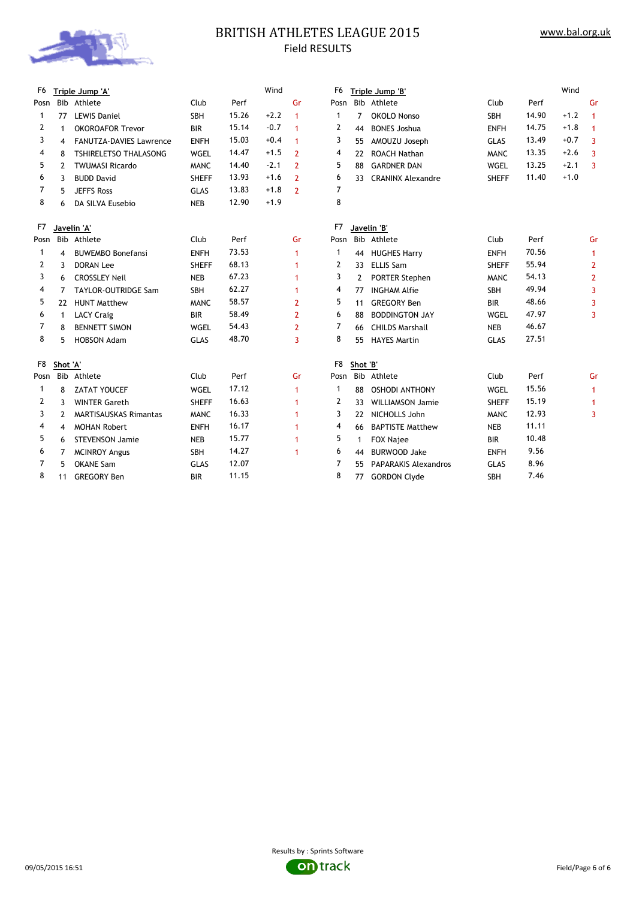# BRITISH ATHLETES LEAGUE 2015

## Field RESULTS

www.bal.org.uk

### F6 Triple Jump 'A'

| Posn | Bib | Athlete | Club | Perf | Wind | Gr |
|---|---|---|---|---|---|---|
| 1 | 77 | LEWIS Daniel | SBH | 15.26 | +2.2 | 1 |
| 2 | 1 | OKOROAFOR Trevor | BIR | 15.14 | -0.7 | 1 |
| 3 | 4 | FANUTZA-DAVIES Lawrence | ENFH | 15.03 | +0.4 | 1 |
| 4 | 8 | TSHIRELETSO THALASONG | WGEL | 14.47 | +1.5 | 2 |
| 5 | 2 | TWUMASI Ricardo | MANC | 14.40 | -2.1 | 2 |
| 6 | 3 | BUDD David | SHEFF | 13.93 | +1.6 | 2 |
| 7 | 5 | JEFFS Ross | GLAS | 13.83 | +1.8 | 2 |
| 8 | 6 | DA SILVA Eusebio | NEB | 12.90 | +1.9 | |

### F6 Triple Jump 'B'

| Posn | Bib | Athlete | Club | Perf | Wind | Gr |
|---|---|---|---|---|---|---|
| 1 | 7 | OKOLO Nonso | SBH | 14.90 | +1.2 | 1 |
| 2 | 44 | BONES Joshua | ENFH | 14.75 | +1.8 | 1 |
| 3 | 55 | AMOUZU Joseph | GLAS | 13.49 | +0.7 | 3 |
| 4 | 22 | ROACH Nathan | MANC | 13.35 | +2.6 | 3 |
| 5 | 88 | GARDNER DAN | WGEL | 13.25 | +2.1 | 3 |
| 6 | 33 | CRANINX Alexandre | SHEFF | 11.40 | +1.0 | |
| 7 | | | | | | |
| 8 | | | | | | |

### F7 Javelin 'A'

| Posn | Bib | Athlete | Club | Perf | Gr |
|---|---|---|---|---|---|
| 1 | 4 | BUWEMBO Bonefansi | ENFH | 73.53 | 1 |
| 2 | 3 | DORAN Lee | SHEFF | 68.13 | 1 |
| 3 | 6 | CROSSLEY Neil | NEB | 67.23 | 1 |
| 4 | 7 | TAYLOR-OUTRIDGE Sam | SBH | 62.27 | 1 |
| 5 | 22 | HUNT Matthew | MANC | 58.57 | 2 |
| 6 | 1 | LACY Craig | BIR | 58.49 | 2 |
| 7 | 8 | BENNETT SIMON | WGEL | 54.43 | 2 |
| 8 | 5 | HOBSON Adam | GLAS | 48.70 | 3 |

### F7 Javelin 'B'

| Posn | Bib | Athlete | Club | Perf | Gr |
|---|---|---|---|---|---|
| 1 | 44 | HUGHES Harry | ENFH | 70.56 | 1 |
| 2 | 33 | ELLIS Sam | SHEFF | 55.94 | 2 |
| 3 | 2 | PORTER Stephen | MANC | 54.13 | 2 |
| 4 | 77 | INGHAM Alfie | SBH | 49.94 | 3 |
| 5 | 11 | GREGORY Ben | BIR | 48.66 | 3 |
| 6 | 88 | BODDINGTON JAY | WGEL | 47.97 | 3 |
| 7 | 66 | CHILDS Marshall | NEB | 46.67 | |
| 8 | 55 | HAYES Martin | GLAS | 27.51 | |

### F8 Shot 'A'

| Posn | Bib | Athlete | Club | Perf | Gr |
|---|---|---|---|---|---|
| 1 | 8 | ZATAT YOUCEF | WGEL | 17.12 | 1 |
| 2 | 3 | WINTER Gareth | SHEFF | 16.63 | 1 |
| 3 | 2 | MARTISAUSKAS Rimantas | MANC | 16.33 | 1 |
| 4 | 4 | MOHAN Robert | ENFH | 16.17 | 1 |
| 5 | 6 | STEVENSON Jamie | NEB | 15.77 | 1 |
| 6 | 7 | MCINROY Angus | SBH | 14.27 | 1 |
| 7 | 5 | OKANE Sam | GLAS | 12.07 | |
| 8 | 11 | GREGORY Ben | BIR | 11.15 | |

### F8 Shot 'B'

| Posn | Bib | Athlete | Club | Perf | Gr |
|---|---|---|---|---|---|
| 1 | 88 | OSHODI ANTHONY | WGEL | 15.56 | 1 |
| 2 | 33 | WILLIAMSON Jamie | SHEFF | 15.19 | 1 |
| 3 | 22 | NICHOLLS John | MANC | 12.93 | 3 |
| 4 | 66 | BAPTISTE Matthew | NEB | 11.11 | |
| 5 | 1 | FOX Najee | BIR | 10.48 | |
| 6 | 44 | BURWOOD Jake | ENFH | 9.56 | |
| 7 | 55 | PAPARAKIS Alexandros | GLAS | 8.96 | |
| 8 | 77 | GORDON Clyde | SBH | 7.46 | |

Results by : Sprints Software

09/05/2015 16:51